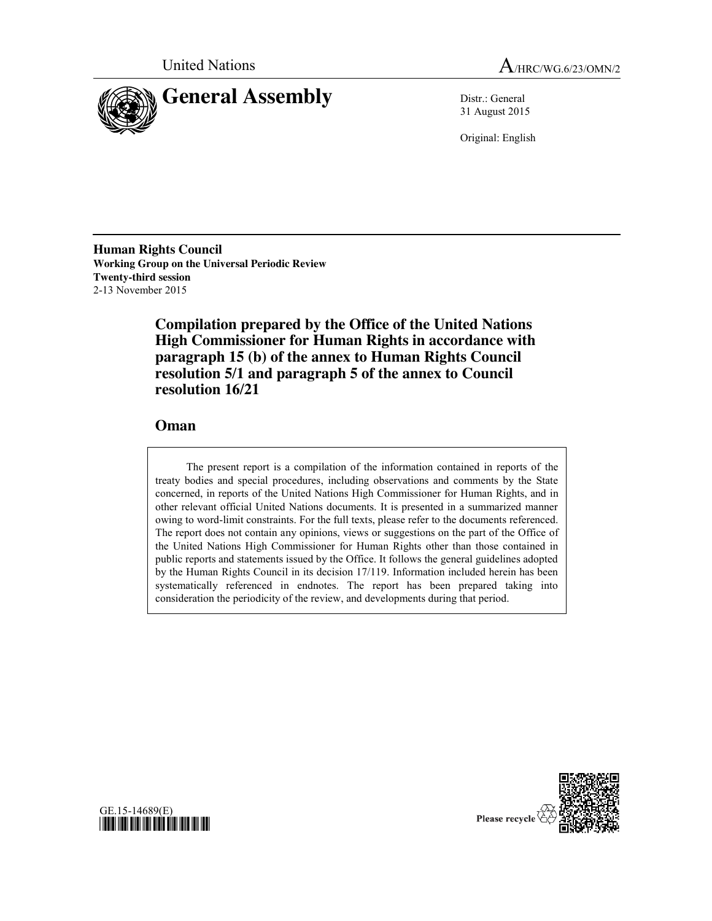United Nations A/HRC/WG.6/23/OMN/2

# General Assembly

Distr.: General
31 August 2015

Original: English

**Human Rights Council**
**Working Group on the Universal Periodic Review**
**Twenty-third session**
2-13 November 2015

## Compilation prepared by the Office of the United Nations High Commissioner for Human Rights in accordance with paragraph 15 (b) of the annex to Human Rights Council resolution 5/1 and paragraph 5 of the annex to Council resolution 16/21

## Oman

> The present report is a compilation of the information contained in reports of the treaty bodies and special procedures, including observations and comments by the State concerned, in reports of the United Nations High Commissioner for Human Rights, and in other relevant official United Nations documents. It is presented in a summarized manner owing to word-limit constraints. For the full texts, please refer to the documents referenced. The report does not contain any opinions, views or suggestions on the part of the Office of the United Nations High Commissioner for Human Rights other than those contained in public reports and statements issued by the Office. It follows the general guidelines adopted by the Human Rights Council in its decision 17/119. Information included herein has been systematically referenced in endnotes. The report has been prepared taking into consideration the periodicity of the review, and developments during that period.

GE.15-14689(E)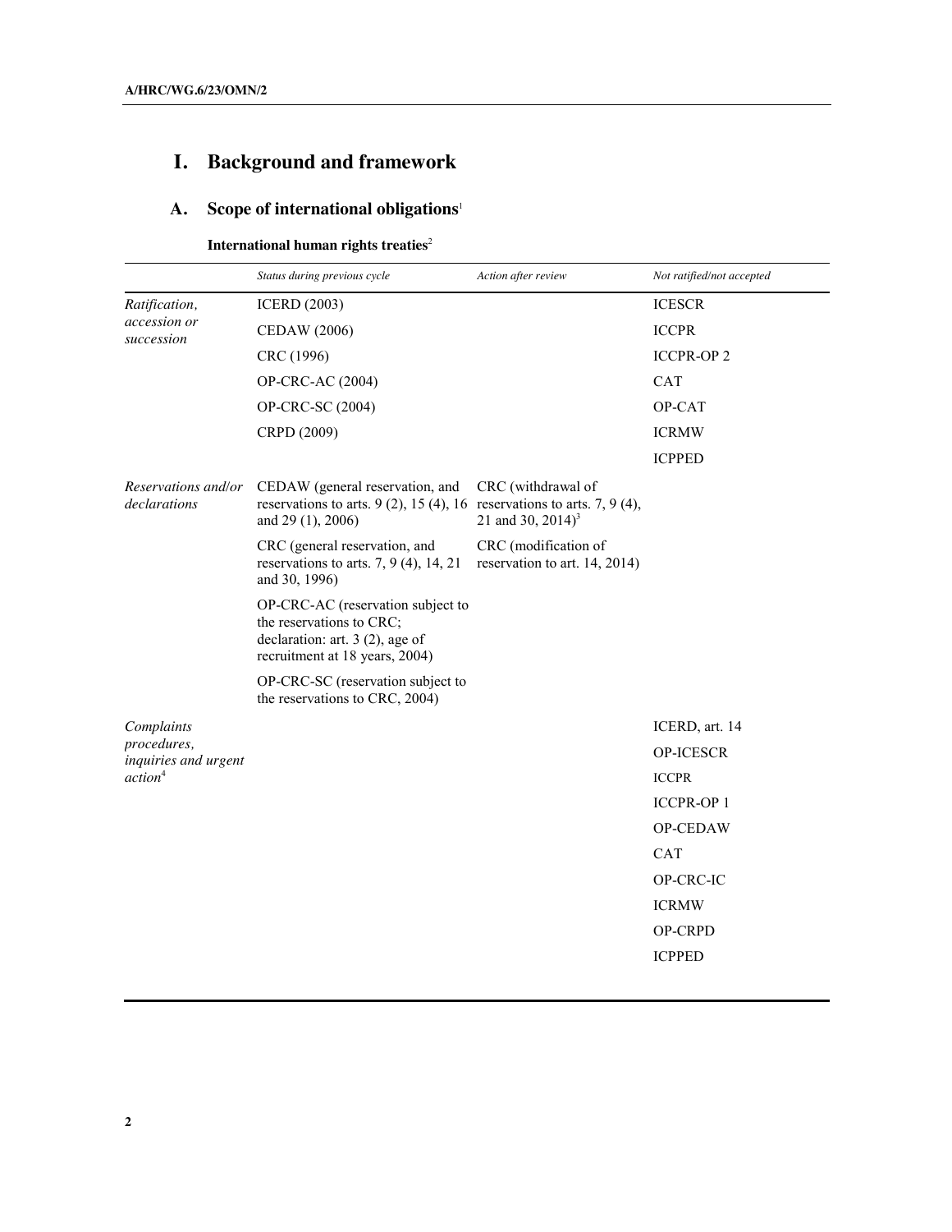# I. Background and framework

## A. Scope of international obligations[1]

**International human rights treaties**[2]

| | *Status during previous cycle* | *Action after review* | *Not ratified/not accepted* |
|---|---|---|---|
| *Ratification, accession or succession* | ICERD (2003) | | ICESCR |
| | CEDAW (2006) | | ICCPR |
| | CRC (1996) | | ICCPR-OP 2 |
| | OP-CRC-AC (2004) | | CAT |
| | OP-CRC-SC (2004) | | OP-CAT |
| | CRPD (2009) | | ICRMW |
| | | | ICPPED |
| *Reservations and/or declarations* | CEDAW (general reservation, and reservations to arts. 9 (2), 15 (4), 16 and 29 (1), 2006) | CRC (withdrawal of reservations to arts. 7, 9 (4), 21 and 30, 2014)[3] | |
| | CRC (general reservation, and reservations to arts. 7, 9 (4), 14, 21 and 30, 1996) | CRC (modification of reservation to art. 14, 2014) | |
| | OP-CRC-AC (reservation subject to the reservations to CRC; declaration: art. 3 (2), age of recruitment at 18 years, 2004) | | |
| | OP-CRC-SC (reservation subject to the reservations to CRC, 2004) | | |
| *Complaints procedures, inquiries and urgent action*[4] | | | ICERD, art. 14 |
| | | | OP-ICESCR |
| | | | ICCPR |
| | | | ICCPR-OP 1 |
| | | | OP-CEDAW |
| | | | CAT |
| | | | OP-CRC-IC |
| | | | ICRMW |
| | | | OP-CRPD |
| | | | ICPPED |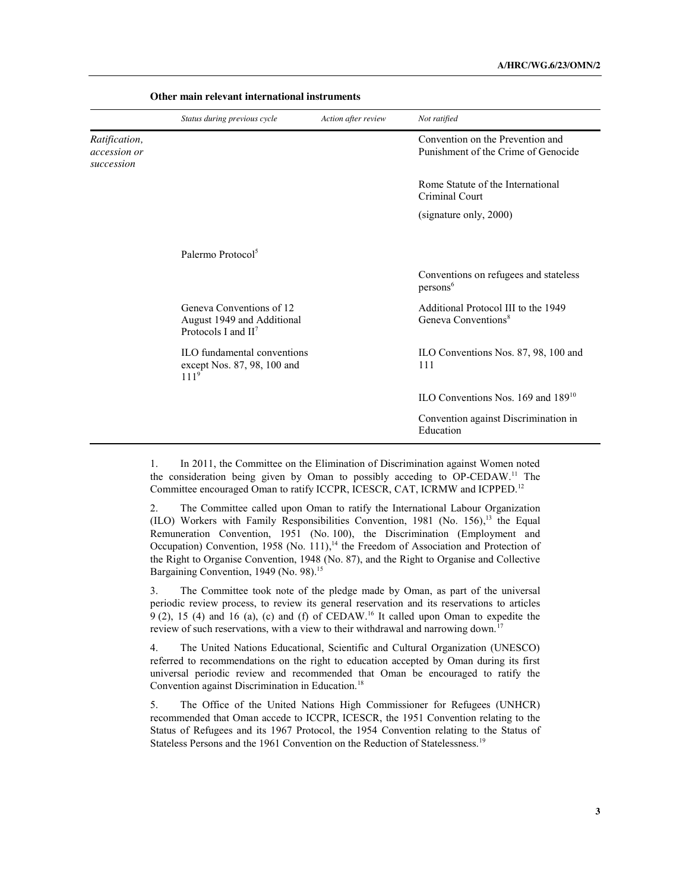**Other main relevant international instruments**

| | *Status during previous cycle* | *Action after review* | *Not ratified* |
|---|---|---|---|
| *Ratification, accession or succession* | | | Convention on the Prevention and Punishment of the Crime of Genocide |
| | | | Rome Statute of the International Criminal Court (signature only, 2000) |
| | Palermo Protocol[5] | | |
| | | | Conventions on refugees and stateless persons[6] |
| | Geneva Conventions of 12 August 1949 and Additional Protocols I and II[7] | | Additional Protocol III to the 1949 Geneva Conventions[8] |
| | ILO fundamental conventions except Nos. 87, 98, 100 and 111[9] | | ILO Conventions Nos. 87, 98, 100 and 111 |
| | | | ILO Conventions Nos. 169 and 189[10] |
| | | | Convention against Discrimination in Education |

1. In 2011, the Committee on the Elimination of Discrimination against Women noted the consideration being given by Oman to possibly acceding to OP-CEDAW.[11] The Committee encouraged Oman to ratify ICCPR, ICESCR, CAT, ICRMW and ICPPED.[12]

2. The Committee called upon Oman to ratify the International Labour Organization (ILO) Workers with Family Responsibilities Convention, 1981 (No. 156),[13] the Equal Remuneration Convention, 1951 (No. 100), the Discrimination (Employment and Occupation) Convention, 1958 (No. 111),[14] the Freedom of Association and Protection of the Right to Organise Convention, 1948 (No. 87), and the Right to Organise and Collective Bargaining Convention, 1949 (No. 98).[15]

3. The Committee took note of the pledge made by Oman, as part of the universal periodic review process, to review its general reservation and its reservations to articles 9 (2), 15 (4) and 16 (a), (c) and (f) of CEDAW.[16] It called upon Oman to expedite the review of such reservations, with a view to their withdrawal and narrowing down.[17]

4. The United Nations Educational, Scientific and Cultural Organization (UNESCO) referred to recommendations on the right to education accepted by Oman during its first universal periodic review and recommended that Oman be encouraged to ratify the Convention against Discrimination in Education.[18]

5. The Office of the United Nations High Commissioner for Refugees (UNHCR) recommended that Oman accede to ICCPR, ICESCR, the 1951 Convention relating to the Status of Refugees and its 1967 Protocol, the 1954 Convention relating to the Status of Stateless Persons and the 1961 Convention on the Reduction of Statelessness.[19]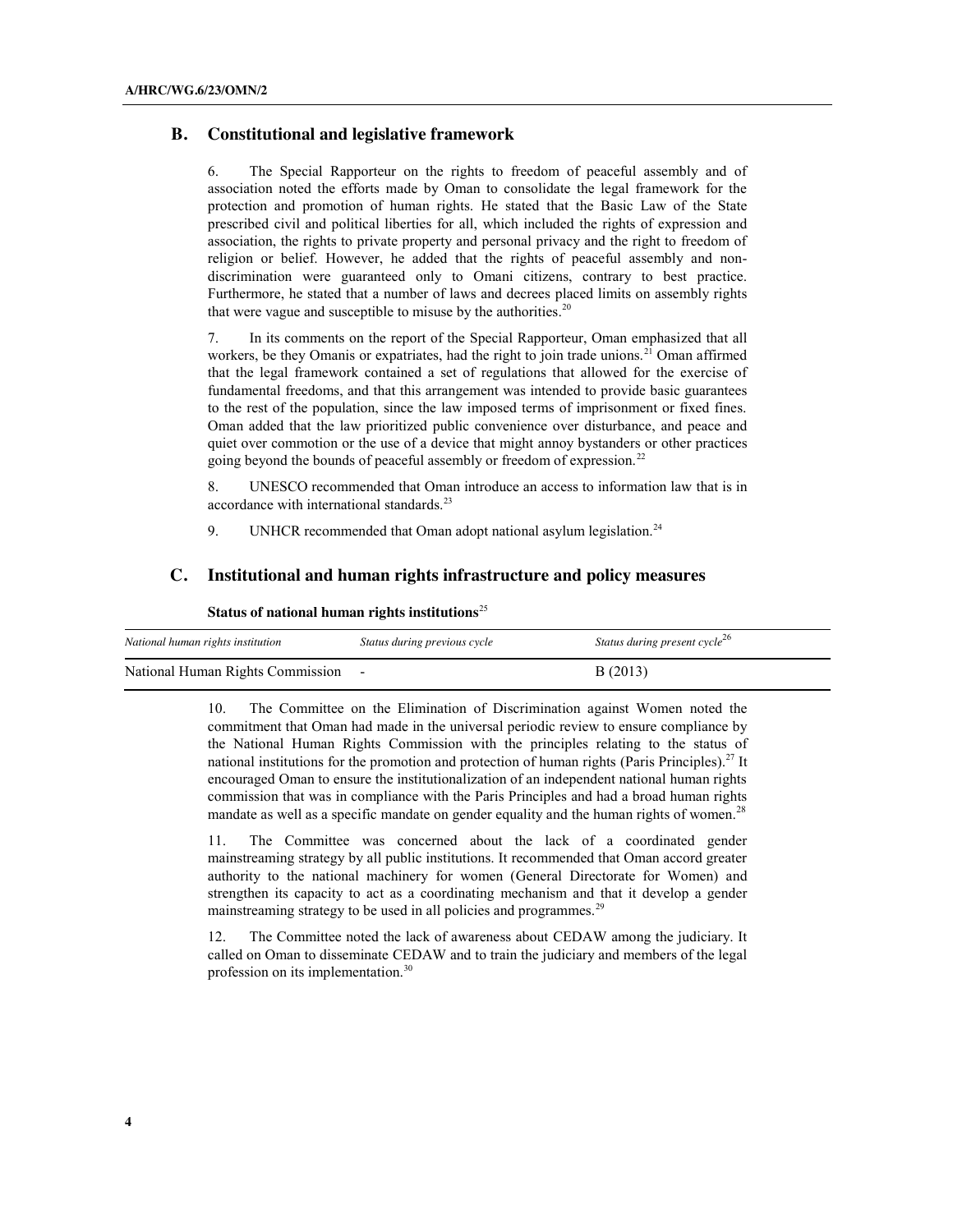## B. Constitutional and legislative framework

6. The Special Rapporteur on the rights to freedom of peaceful assembly and of association noted the efforts made by Oman to consolidate the legal framework for the protection and promotion of human rights. He stated that the Basic Law of the State prescribed civil and political liberties for all, which included the rights of expression and association, the rights to private property and personal privacy and the right to freedom of religion or belief. However, he added that the rights of peaceful assembly and non-discrimination were guaranteed only to Omani citizens, contrary to best practice. Furthermore, he stated that a number of laws and decrees placed limits on assembly rights that were vague and susceptible to misuse by the authorities.[20]

7. In its comments on the report of the Special Rapporteur, Oman emphasized that all workers, be they Omanis or expatriates, had the right to join trade unions.[21] Oman affirmed that the legal framework contained a set of regulations that allowed for the exercise of fundamental freedoms, and that this arrangement was intended to provide basic guarantees to the rest of the population, since the law imposed terms of imprisonment or fixed fines. Oman added that the law prioritized public convenience over disturbance, and peace and quiet over commotion or the use of a device that might annoy bystanders or other practices going beyond the bounds of peaceful assembly or freedom of expression.[22]

8. UNESCO recommended that Oman introduce an access to information law that is in accordance with international standards.[23]

9. UNHCR recommended that Oman adopt national asylum legislation.[24]

## C. Institutional and human rights infrastructure and policy measures

**Status of national human rights institutions**[25]

| *National human rights institution* | *Status during previous cycle* | *Status during present cycle*[26] |
|---|---|---|
| National Human Rights Commission | - | B (2013) |

10. The Committee on the Elimination of Discrimination against Women noted the commitment that Oman had made in the universal periodic review to ensure compliance by the National Human Rights Commission with the principles relating to the status of national institutions for the promotion and protection of human rights (Paris Principles).[27] It encouraged Oman to ensure the institutionalization of an independent national human rights commission that was in compliance with the Paris Principles and had a broad human rights mandate as well as a specific mandate on gender equality and the human rights of women.[28]

11. The Committee was concerned about the lack of a coordinated gender mainstreaming strategy by all public institutions. It recommended that Oman accord greater authority to the national machinery for women (General Directorate for Women) and strengthen its capacity to act as a coordinating mechanism and that it develop a gender mainstreaming strategy to be used in all policies and programmes.[29]

12. The Committee noted the lack of awareness about CEDAW among the judiciary. It called on Oman to disseminate CEDAW and to train the judiciary and members of the legal profession on its implementation.[30]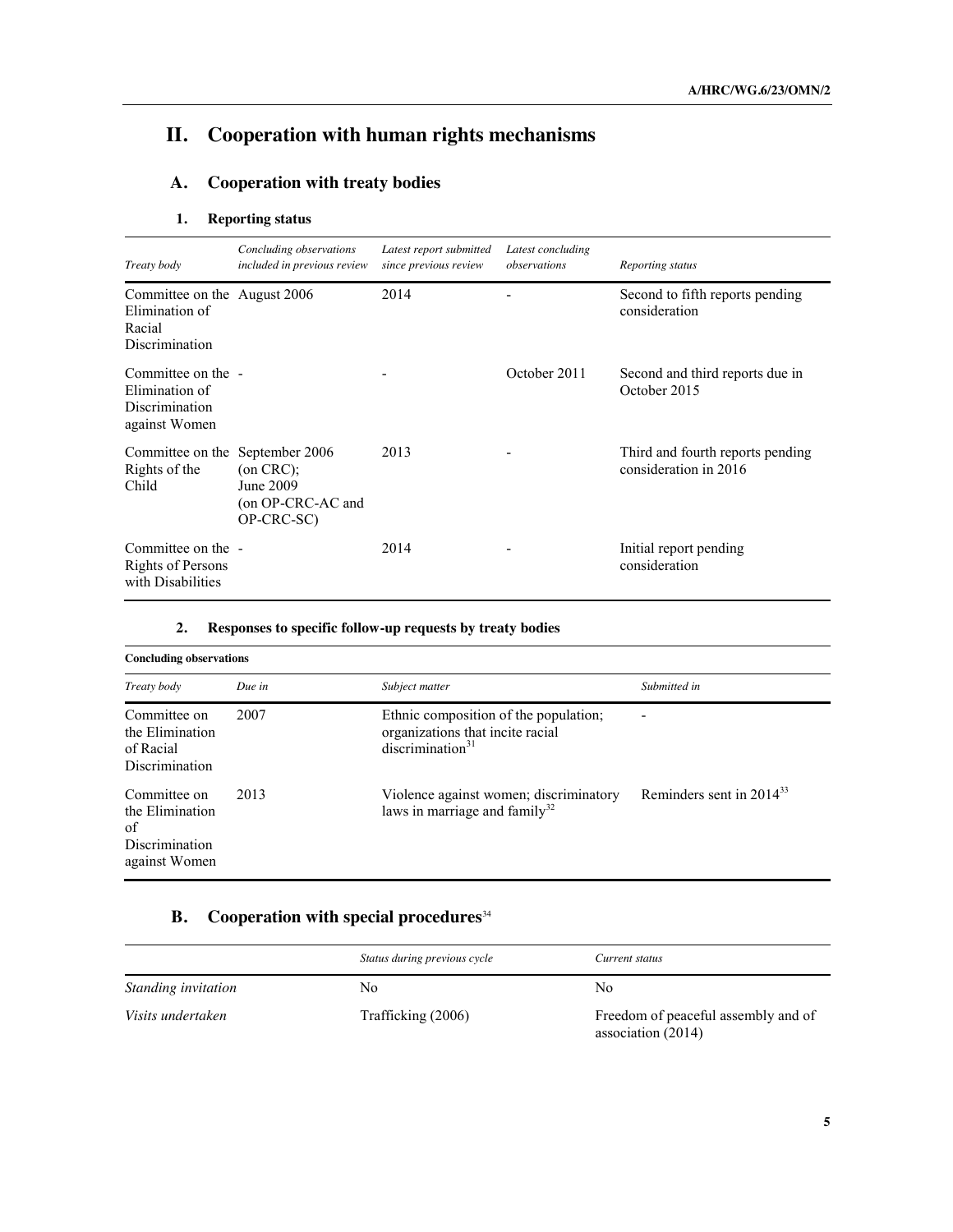# II. Cooperation with human rights mechanisms

## A. Cooperation with treaty bodies

### 1. Reporting status

| *Treaty body* | *Concluding observations included in previous review* | *Latest report submitted since previous review* | *Latest concluding observations* | *Reporting status* |
|---|---|---|---|---|
| Committee on the Elimination of Racial Discrimination | August 2006 | 2014 | - | Second to fifth reports pending consideration |
| Committee on the Elimination of Discrimination against Women | - | - | October 2011 | Second and third reports due in October 2015 |
| Committee on the Rights of the Child | September 2006 (on CRC); June 2009 (on OP-CRC-AC and OP-CRC-SC) | 2013 | - | Third and fourth reports pending consideration in 2016 |
| Committee on the Rights of Persons with Disabilities | - | 2014 | - | Initial report pending consideration |

### 2. Responses to specific follow-up requests by treaty bodies

**Concluding observations**

| *Treaty body* | *Due in* | *Subject matter* | *Submitted in* |
|---|---|---|---|
| Committee on the Elimination of Racial Discrimination | 2007 | Ethnic composition of the population; organizations that incite racial discrimination[31] | - |
| Committee on the Elimination of Discrimination against Women | 2013 | Violence against women; discriminatory laws in marriage and family[32] | Reminders sent in 2014[33] |

## B. Cooperation with special procedures[34]

| | *Status during previous cycle* | *Current status* |
|---|---|---|
| *Standing invitation* | No | No |
| *Visits undertaken* | Trafficking (2006) | Freedom of peaceful assembly and of association (2014) |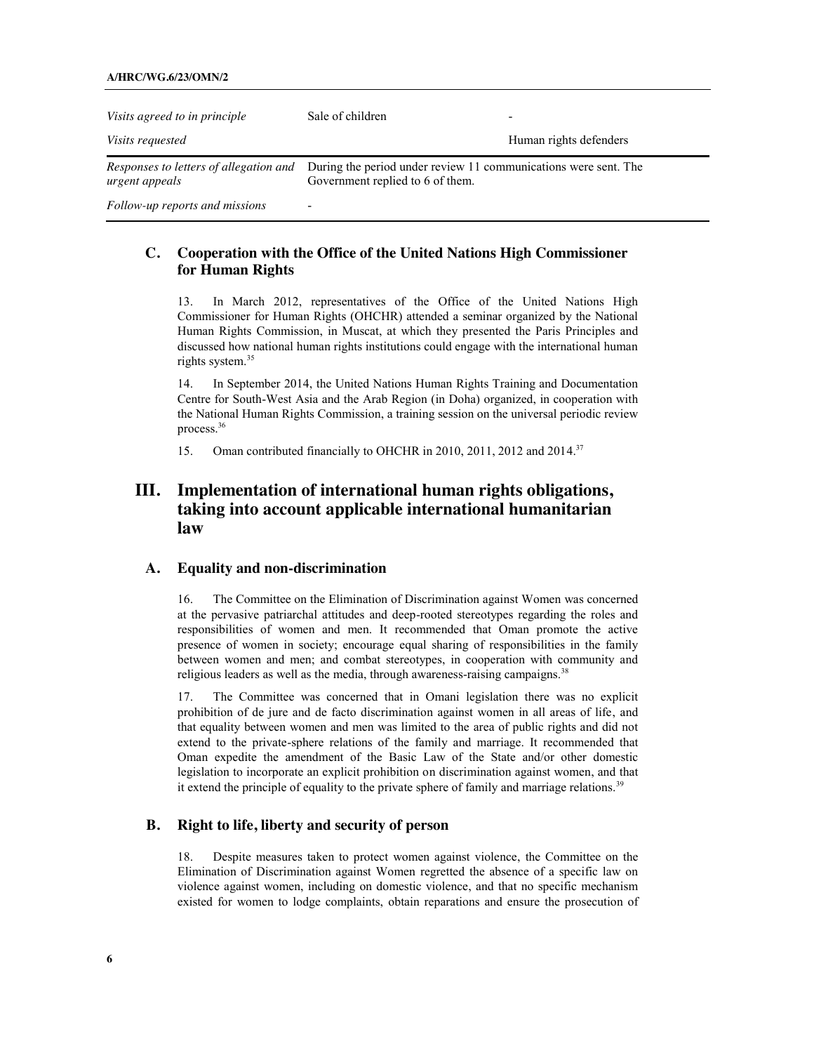| | | |
|---|---|---|
| *Visits agreed to in principle* | Sale of children | - |
| *Visits requested* | | Human rights defenders |
| *Responses to letters of allegation and urgent appeals* | During the period under review 11 communications were sent. The Government replied to 6 of them. | |
| *Follow-up reports and missions* | - | |

### C. Cooperation with the Office of the United Nations High Commissioner for Human Rights

13. In March 2012, representatives of the Office of the United Nations High Commissioner for Human Rights (OHCHR) attended a seminar organized by the National Human Rights Commission, in Muscat, at which they presented the Paris Principles and discussed how national human rights institutions could engage with the international human rights system.[35]

14. In September 2014, the United Nations Human Rights Training and Documentation Centre for South-West Asia and the Arab Region (in Doha) organized, in cooperation with the National Human Rights Commission, a training session on the universal periodic review process.[36]

15. Oman contributed financially to OHCHR in 2010, 2011, 2012 and 2014.[37]

## III. Implementation of international human rights obligations, taking into account applicable international humanitarian law

### A. Equality and non-discrimination

16. The Committee on the Elimination of Discrimination against Women was concerned at the pervasive patriarchal attitudes and deep-rooted stereotypes regarding the roles and responsibilities of women and men. It recommended that Oman promote the active presence of women in society; encourage equal sharing of responsibilities in the family between women and men; and combat stereotypes, in cooperation with community and religious leaders as well as the media, through awareness-raising campaigns.[38]

17. The Committee was concerned that in Omani legislation there was no explicit prohibition of de jure and de facto discrimination against women in all areas of life, and that equality between women and men was limited to the area of public rights and did not extend to the private-sphere relations of the family and marriage. It recommended that Oman expedite the amendment of the Basic Law of the State and/or other domestic legislation to incorporate an explicit prohibition on discrimination against women, and that it extend the principle of equality to the private sphere of family and marriage relations.[39]

### B. Right to life, liberty and security of person

18. Despite measures taken to protect women against violence, the Committee on the Elimination of Discrimination against Women regretted the absence of a specific law on violence against women, including on domestic violence, and that no specific mechanism existed for women to lodge complaints, obtain reparations and ensure the prosecution of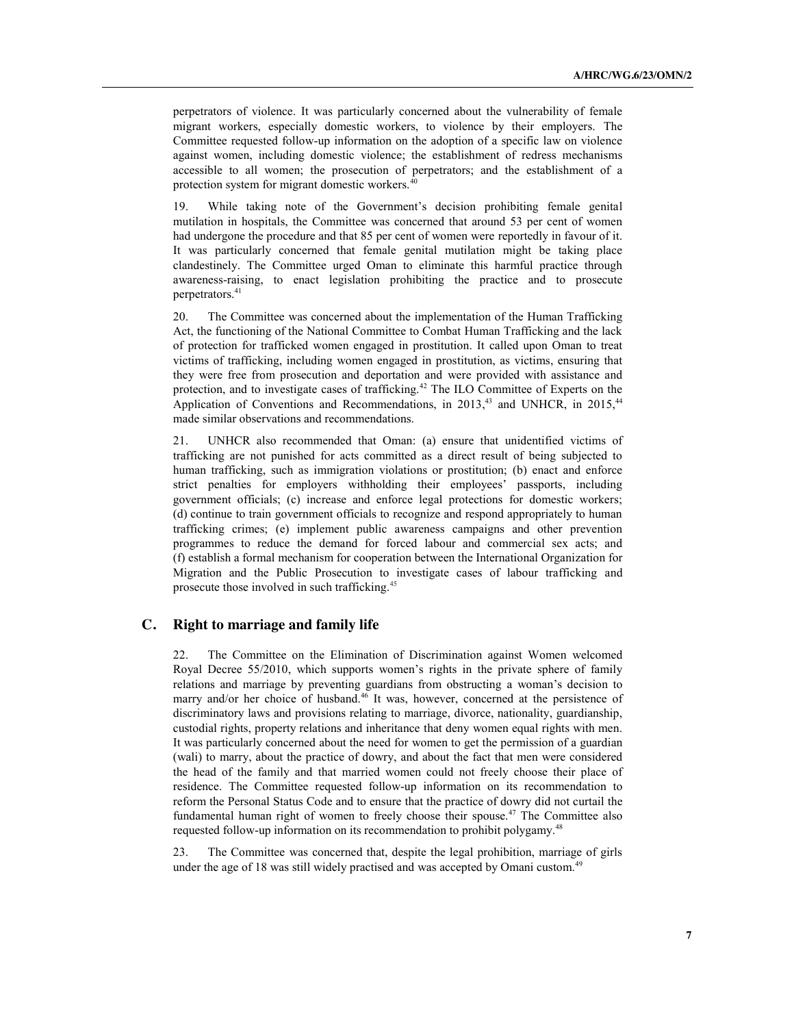perpetrators of violence. It was particularly concerned about the vulnerability of female migrant workers, especially domestic workers, to violence by their employers. The Committee requested follow-up information on the adoption of a specific law on violence against women, including domestic violence; the establishment of redress mechanisms accessible to all women; the prosecution of perpetrators; and the establishment of a protection system for migrant domestic workers.[40]

19. While taking note of the Government's decision prohibiting female genital mutilation in hospitals, the Committee was concerned that around 53 per cent of women had undergone the procedure and that 85 per cent of women were reportedly in favour of it. It was particularly concerned that female genital mutilation might be taking place clandestinely. The Committee urged Oman to eliminate this harmful practice through awareness-raising, to enact legislation prohibiting the practice and to prosecute perpetrators.[41]

20. The Committee was concerned about the implementation of the Human Trafficking Act, the functioning of the National Committee to Combat Human Trafficking and the lack of protection for trafficked women engaged in prostitution. It called upon Oman to treat victims of trafficking, including women engaged in prostitution, as victims, ensuring that they were free from prosecution and deportation and were provided with assistance and protection, and to investigate cases of trafficking.[42] The ILO Committee of Experts on the Application of Conventions and Recommendations, in 2013,[43] and UNHCR, in 2015,[44] made similar observations and recommendations.

21. UNHCR also recommended that Oman: (a) ensure that unidentified victims of trafficking are not punished for acts committed as a direct result of being subjected to human trafficking, such as immigration violations or prostitution; (b) enact and enforce strict penalties for employers withholding their employees' passports, including government officials; (c) increase and enforce legal protections for domestic workers; (d) continue to train government officials to recognize and respond appropriately to human trafficking crimes; (e) implement public awareness campaigns and other prevention programmes to reduce the demand for forced labour and commercial sex acts; and (f) establish a formal mechanism for cooperation between the International Organization for Migration and the Public Prosecution to investigate cases of labour trafficking and prosecute those involved in such trafficking.[45]

## C. Right to marriage and family life

22. The Committee on the Elimination of Discrimination against Women welcomed Royal Decree 55/2010, which supports women's rights in the private sphere of family relations and marriage by preventing guardians from obstructing a woman's decision to marry and/or her choice of husband.[46] It was, however, concerned at the persistence of discriminatory laws and provisions relating to marriage, divorce, nationality, guardianship, custodial rights, property relations and inheritance that deny women equal rights with men. It was particularly concerned about the need for women to get the permission of a guardian (wali) to marry, about the practice of dowry, and about the fact that men were considered the head of the family and that married women could not freely choose their place of residence. The Committee requested follow-up information on its recommendation to reform the Personal Status Code and to ensure that the practice of dowry did not curtail the fundamental human right of women to freely choose their spouse.[47] The Committee also requested follow-up information on its recommendation to prohibit polygamy.[48]

23. The Committee was concerned that, despite the legal prohibition, marriage of girls under the age of 18 was still widely practised and was accepted by Omani custom.[49]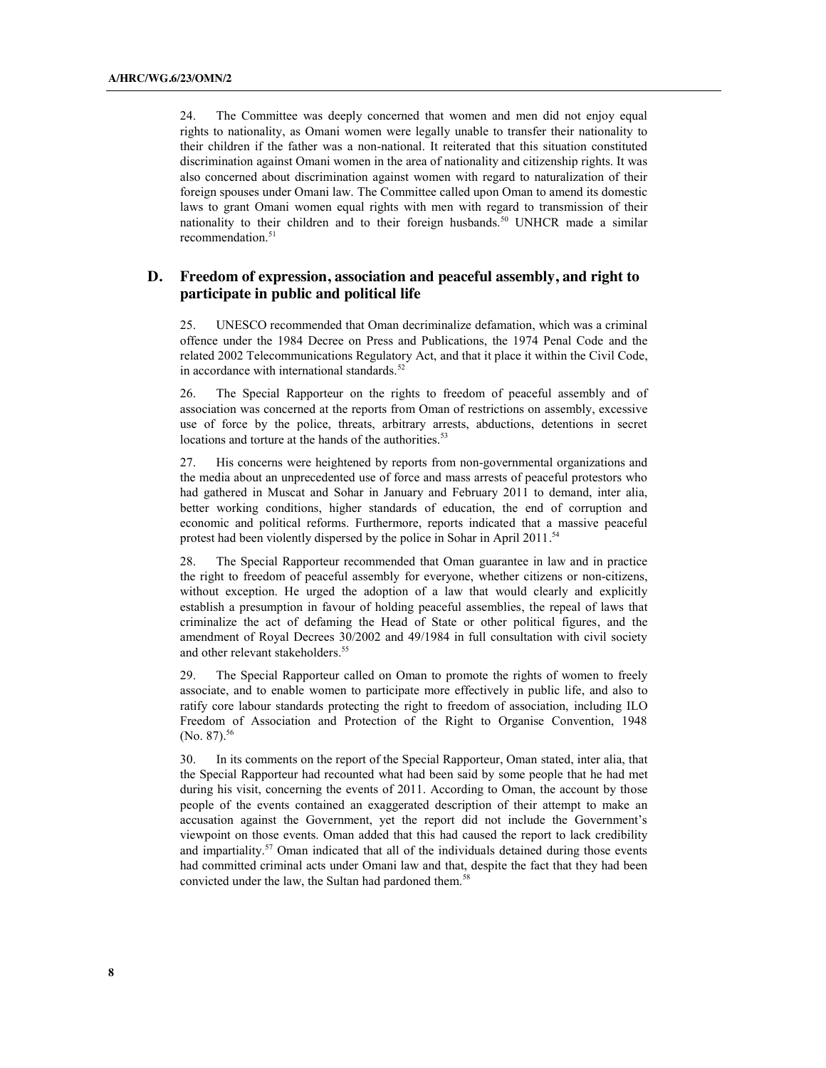24. The Committee was deeply concerned that women and men did not enjoy equal rights to nationality, as Omani women were legally unable to transfer their nationality to their children if the father was a non-national. It reiterated that this situation constituted discrimination against Omani women in the area of nationality and citizenship rights. It was also concerned about discrimination against women with regard to naturalization of their foreign spouses under Omani law. The Committee called upon Oman to amend its domestic laws to grant Omani women equal rights with men with regard to transmission of their nationality to their children and to their foreign husbands.[50] UNHCR made a similar recommendation.[51]

## D. Freedom of expression, association and peaceful assembly, and right to participate in public and political life

25. UNESCO recommended that Oman decriminalize defamation, which was a criminal offence under the 1984 Decree on Press and Publications, the 1974 Penal Code and the related 2002 Telecommunications Regulatory Act, and that it place it within the Civil Code, in accordance with international standards.[52]

26. The Special Rapporteur on the rights to freedom of peaceful assembly and of association was concerned at the reports from Oman of restrictions on assembly, excessive use of force by the police, threats, arbitrary arrests, abductions, detentions in secret locations and torture at the hands of the authorities.[53]

27. His concerns were heightened by reports from non-governmental organizations and the media about an unprecedented use of force and mass arrests of peaceful protestors who had gathered in Muscat and Sohar in January and February 2011 to demand, inter alia, better working conditions, higher standards of education, the end of corruption and economic and political reforms. Furthermore, reports indicated that a massive peaceful protest had been violently dispersed by the police in Sohar in April 2011.[54]

28. The Special Rapporteur recommended that Oman guarantee in law and in practice the right to freedom of peaceful assembly for everyone, whether citizens or non-citizens, without exception. He urged the adoption of a law that would clearly and explicitly establish a presumption in favour of holding peaceful assemblies, the repeal of laws that criminalize the act of defaming the Head of State or other political figures, and the amendment of Royal Decrees 30/2002 and 49/1984 in full consultation with civil society and other relevant stakeholders.[55]

29. The Special Rapporteur called on Oman to promote the rights of women to freely associate, and to enable women to participate more effectively in public life, and also to ratify core labour standards protecting the right to freedom of association, including ILO Freedom of Association and Protection of the Right to Organise Convention, 1948 (No. 87).[56]

30. In its comments on the report of the Special Rapporteur, Oman stated, inter alia, that the Special Rapporteur had recounted what had been said by some people that he had met during his visit, concerning the events of 2011. According to Oman, the account by those people of the events contained an exaggerated description of their attempt to make an accusation against the Government, yet the report did not include the Government's viewpoint on those events. Oman added that this had caused the report to lack credibility and impartiality.[57] Oman indicated that all of the individuals detained during those events had committed criminal acts under Omani law and that, despite the fact that they had been convicted under the law, the Sultan had pardoned them.[58]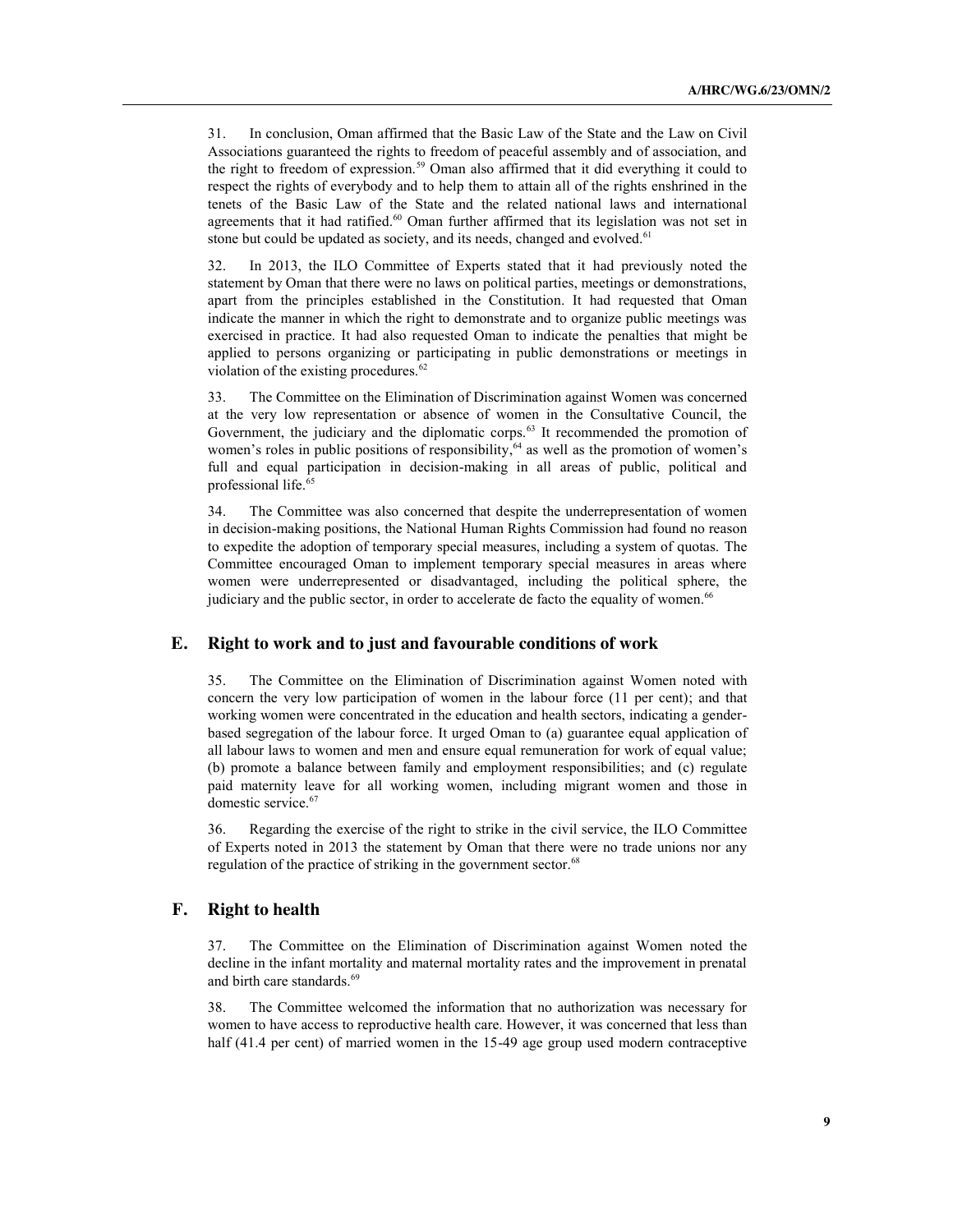31. In conclusion, Oman affirmed that the Basic Law of the State and the Law on Civil Associations guaranteed the rights to freedom of peaceful assembly and of association, and the right to freedom of expression.[59] Oman also affirmed that it did everything it could to respect the rights of everybody and to help them to attain all of the rights enshrined in the tenets of the Basic Law of the State and the related national laws and international agreements that it had ratified.[60] Oman further affirmed that its legislation was not set in stone but could be updated as society, and its needs, changed and evolved.[61]

32. In 2013, the ILO Committee of Experts stated that it had previously noted the statement by Oman that there were no laws on political parties, meetings or demonstrations, apart from the principles established in the Constitution. It had requested that Oman indicate the manner in which the right to demonstrate and to organize public meetings was exercised in practice. It had also requested Oman to indicate the penalties that might be applied to persons organizing or participating in public demonstrations or meetings in violation of the existing procedures.[62]

33. The Committee on the Elimination of Discrimination against Women was concerned at the very low representation or absence of women in the Consultative Council, the Government, the judiciary and the diplomatic corps.[63] It recommended the promotion of women's roles in public positions of responsibility,[64] as well as the promotion of women's full and equal participation in decision-making in all areas of public, political and professional life.[65]

34. The Committee was also concerned that despite the underrepresentation of women in decision-making positions, the National Human Rights Commission had found no reason to expedite the adoption of temporary special measures, including a system of quotas. The Committee encouraged Oman to implement temporary special measures in areas where women were underrepresented or disadvantaged, including the political sphere, the judiciary and the public sector, in order to accelerate de facto the equality of women.[66]

## E. Right to work and to just and favourable conditions of work

35. The Committee on the Elimination of Discrimination against Women noted with concern the very low participation of women in the labour force (11 per cent); and that working women were concentrated in the education and health sectors, indicating a gender-based segregation of the labour force. It urged Oman to (a) guarantee equal application of all labour laws to women and men and ensure equal remuneration for work of equal value; (b) promote a balance between family and employment responsibilities; and (c) regulate paid maternity leave for all working women, including migrant women and those in domestic service.[67]

36. Regarding the exercise of the right to strike in the civil service, the ILO Committee of Experts noted in 2013 the statement by Oman that there were no trade unions nor any regulation of the practice of striking in the government sector.[68]

## F. Right to health

37. The Committee on the Elimination of Discrimination against Women noted the decline in the infant mortality and maternal mortality rates and the improvement in prenatal and birth care standards.[69]

38. The Committee welcomed the information that no authorization was necessary for women to have access to reproductive health care. However, it was concerned that less than half (41.4 per cent) of married women in the 15-49 age group used modern contraceptive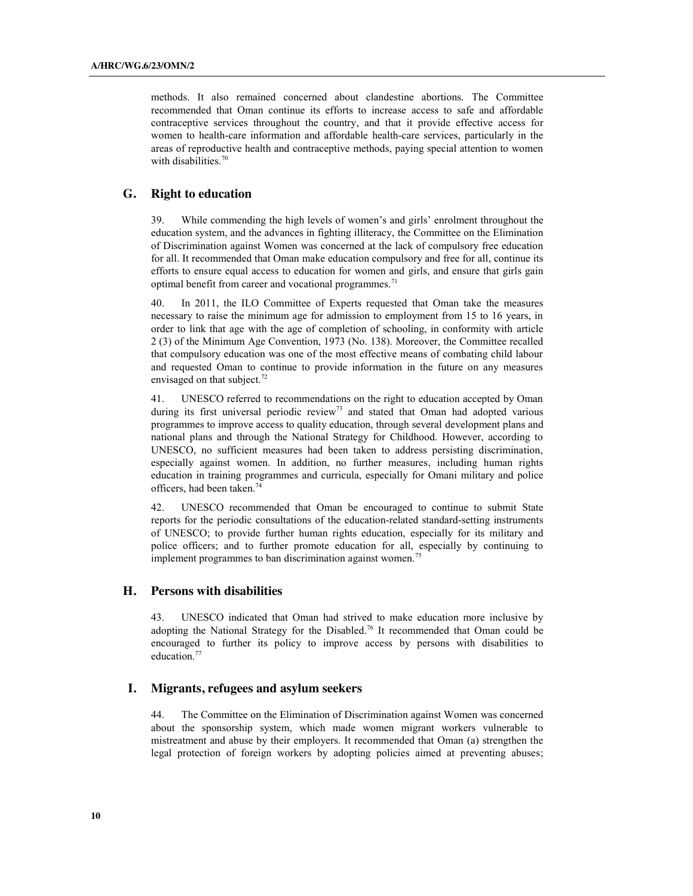methods. It also remained concerned about clandestine abortions. The Committee recommended that Oman continue its efforts to increase access to safe and affordable contraceptive services throughout the country, and that it provide effective access for women to health-care information and affordable health-care services, particularly in the areas of reproductive health and contraceptive methods, paying special attention to women with disabilities.[70]

## G. Right to education

39. While commending the high levels of women's and girls' enrolment throughout the education system, and the advances in fighting illiteracy, the Committee on the Elimination of Discrimination against Women was concerned at the lack of compulsory free education for all. It recommended that Oman make education compulsory and free for all, continue its efforts to ensure equal access to education for women and girls, and ensure that girls gain optimal benefit from career and vocational programmes.[71]

40. In 2011, the ILO Committee of Experts requested that Oman take the measures necessary to raise the minimum age for admission to employment from 15 to 16 years, in order to link that age with the age of completion of schooling, in conformity with article 2 (3) of the Minimum Age Convention, 1973 (No. 138). Moreover, the Committee recalled that compulsory education was one of the most effective means of combating child labour and requested Oman to continue to provide information in the future on any measures envisaged on that subject.[72]

41. UNESCO referred to recommendations on the right to education accepted by Oman during its first universal periodic review[73] and stated that Oman had adopted various programmes to improve access to quality education, through several development plans and national plans and through the National Strategy for Childhood. However, according to UNESCO, no sufficient measures had been taken to address persisting discrimination, especially against women. In addition, no further measures, including human rights education in training programmes and curricula, especially for Omani military and police officers, had been taken.[74]

42. UNESCO recommended that Oman be encouraged to continue to submit State reports for the periodic consultations of the education-related standard-setting instruments of UNESCO; to provide further human rights education, especially for its military and police officers; and to further promote education for all, especially by continuing to implement programmes to ban discrimination against women.[75]

## H. Persons with disabilities

43. UNESCO indicated that Oman had strived to make education more inclusive by adopting the National Strategy for the Disabled.[76] It recommended that Oman could be encouraged to further its policy to improve access by persons with disabilities to education.[77]

## I. Migrants, refugees and asylum seekers

44. The Committee on the Elimination of Discrimination against Women was concerned about the sponsorship system, which made women migrant workers vulnerable to mistreatment and abuse by their employers. It recommended that Oman (a) strengthen the legal protection of foreign workers by adopting policies aimed at preventing abuses;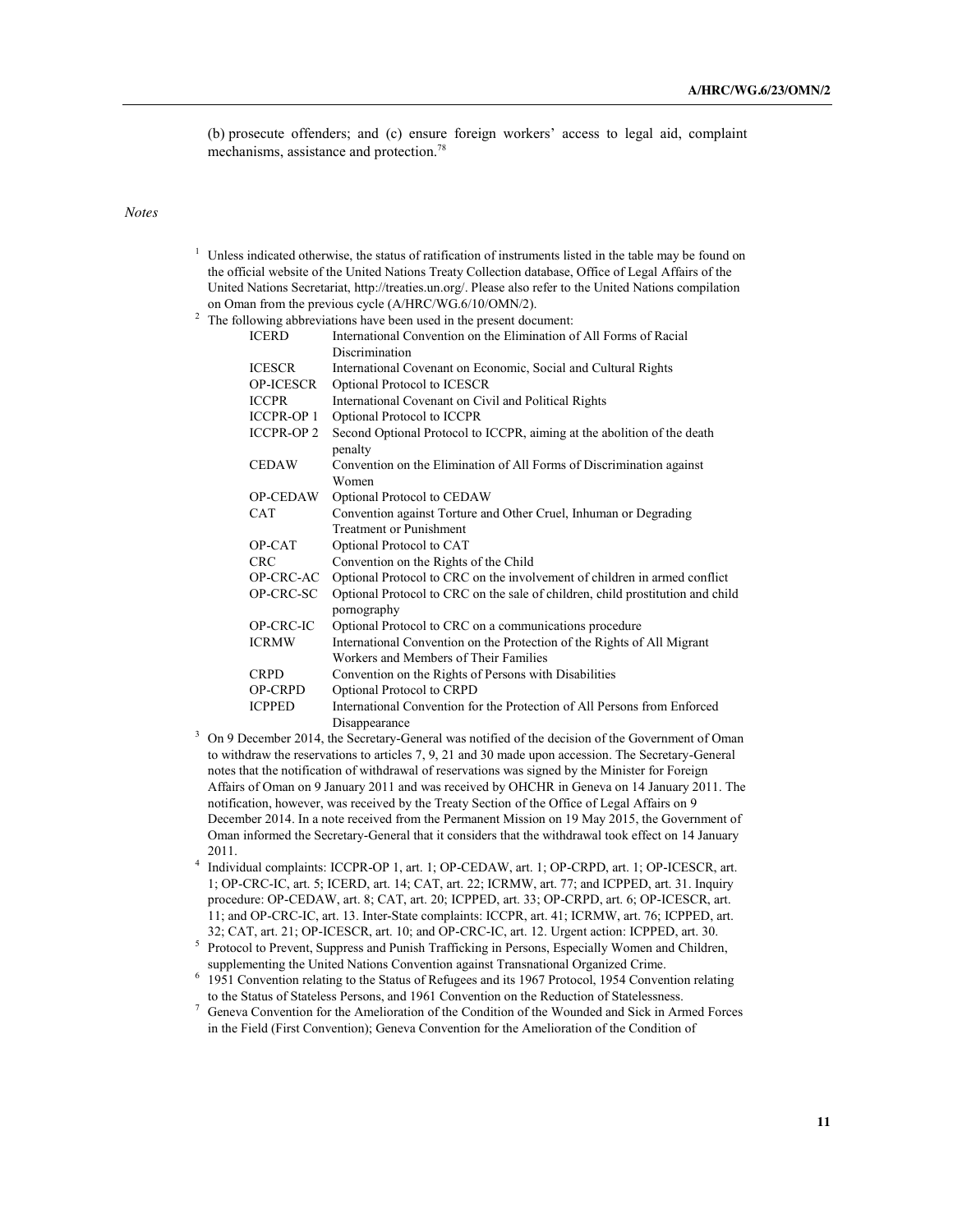(b) prosecute offenders; and (c) ensure foreign workers' access to legal aid, complaint mechanisms, assistance and protection.[78]

*Notes*

[1] Unless indicated otherwise, the status of ratification of instruments listed in the table may be found on the official website of the United Nations Treaty Collection database, Office of Legal Affairs of the United Nations Secretariat, http://treaties.un.org/. Please also refer to the United Nations compilation on Oman from the previous cycle (A/HRC/WG.6/10/OMN/2).

[2] The following abbreviations have been used in the present document:

| | |
|---|---|
| ICERD | International Convention on the Elimination of All Forms of Racial Discrimination |
| ICESCR | International Covenant on Economic, Social and Cultural Rights |
| OP-ICESCR | Optional Protocol to ICESCR |
| ICCPR | International Covenant on Civil and Political Rights |
| ICCPR-OP 1 | Optional Protocol to ICCPR |
| ICCPR-OP 2 | Second Optional Protocol to ICCPR, aiming at the abolition of the death penalty |
| CEDAW | Convention on the Elimination of All Forms of Discrimination against Women |
| OP-CEDAW | Optional Protocol to CEDAW |
| CAT | Convention against Torture and Other Cruel, Inhuman or Degrading Treatment or Punishment |
| OP-CAT | Optional Protocol to CAT |
| CRC | Convention on the Rights of the Child |
| OP-CRC-AC | Optional Protocol to CRC on the involvement of children in armed conflict |
| OP-CRC-SC | Optional Protocol to CRC on the sale of children, child prostitution and child pornography |
| OP-CRC-IC | Optional Protocol to CRC on a communications procedure |
| ICRMW | International Convention on the Protection of the Rights of All Migrant Workers and Members of Their Families |
| CRPD | Convention on the Rights of Persons with Disabilities |
| OP-CRPD | Optional Protocol to CRPD |
| ICPPED | International Convention for the Protection of All Persons from Enforced Disappearance |

[3] On 9 December 2014, the Secretary-General was notified of the decision of the Government of Oman to withdraw the reservations to articles 7, 9, 21 and 30 made upon accession. The Secretary-General notes that the notification of withdrawal of reservations was signed by the Minister for Foreign Affairs of Oman on 9 January 2011 and was received by OHCHR in Geneva on 14 January 2011. The notification, however, was received by the Treaty Section of the Office of Legal Affairs on 9 December 2014. In a note received from the Permanent Mission on 19 May 2015, the Government of Oman informed the Secretary-General that it considers that the withdrawal took effect on 14 January 2011.

[4] Individual complaints: ICCPR-OP 1, art. 1; OP-CEDAW, art. 1; OP-CRPD, art. 1; OP-ICESCR, art. 1; OP-CRC-IC, art. 5; ICERD, art. 14; CAT, art. 22; ICRMW, art. 77; and ICPPED, art. 31. Inquiry procedure: OP-CEDAW, art. 8; CAT, art. 20; ICPPED, art. 33; OP-CRPD, art. 6; OP-ICESCR, art. 11; and OP-CRC-IC, art. 13. Inter-State complaints: ICCPR, art. 41; ICRMW, art. 76; ICPPED, art. 32; CAT, art. 21; OP-ICESCR, art. 10; and OP-CRC-IC, art. 12. Urgent action: ICPPED, art. 30.

[5] Protocol to Prevent, Suppress and Punish Trafficking in Persons, Especially Women and Children, supplementing the United Nations Convention against Transnational Organized Crime.

[6] 1951 Convention relating to the Status of Refugees and its 1967 Protocol, 1954 Convention relating to the Status of Stateless Persons, and 1961 Convention on the Reduction of Statelessness.

[7] Geneva Convention for the Amelioration of the Condition of the Wounded and Sick in Armed Forces in the Field (First Convention); Geneva Convention for the Amelioration of the Condition of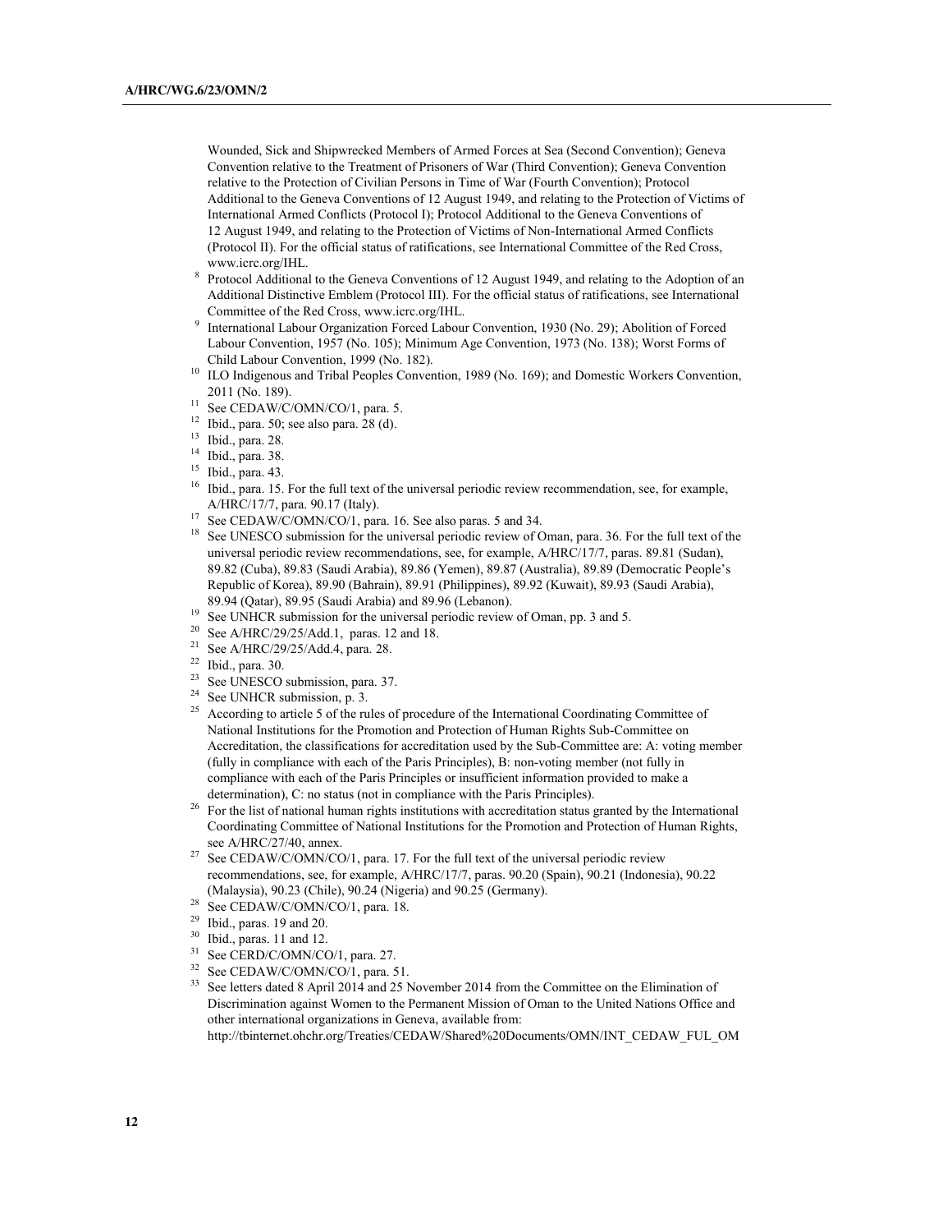Wounded, Sick and Shipwrecked Members of Armed Forces at Sea (Second Convention); Geneva Convention relative to the Treatment of Prisoners of War (Third Convention); Geneva Convention relative to the Protection of Civilian Persons in Time of War (Fourth Convention); Protocol Additional to the Geneva Conventions of 12 August 1949, and relating to the Protection of Victims of International Armed Conflicts (Protocol I); Protocol Additional to the Geneva Conventions of 12 August 1949, and relating to the Protection of Victims of Non-International Armed Conflicts (Protocol II). For the official status of ratifications, see International Committee of the Red Cross, www.icrc.org/IHL.

[8] Protocol Additional to the Geneva Conventions of 12 August 1949, and relating to the Adoption of an Additional Distinctive Emblem (Protocol III). For the official status of ratifications, see International Committee of the Red Cross, www.icrc.org/IHL.

[9] International Labour Organization Forced Labour Convention, 1930 (No. 29); Abolition of Forced Labour Convention, 1957 (No. 105); Minimum Age Convention, 1973 (No. 138); Worst Forms of Child Labour Convention, 1999 (No. 182).

[10] ILO Indigenous and Tribal Peoples Convention, 1989 (No. 169); and Domestic Workers Convention, 2011 (No. 189).

[11] See CEDAW/C/OMN/CO/1, para. 5.

[12] Ibid., para. 50; see also para. 28 (d).

[13] Ibid., para. 28.

[14] Ibid., para. 38.

[15] Ibid., para. 43.

[16] Ibid., para. 15. For the full text of the universal periodic review recommendation, see, for example, A/HRC/17/7, para. 90.17 (Italy).

[17] See CEDAW/C/OMN/CO/1, para. 16. See also paras. 5 and 34.

[18] See UNESCO submission for the universal periodic review of Oman, para. 36. For the full text of the universal periodic review recommendations, see, for example, A/HRC/17/7, paras. 89.81 (Sudan), 89.82 (Cuba), 89.83 (Saudi Arabia), 89.86 (Yemen), 89.87 (Australia), 89.89 (Democratic People's Republic of Korea), 89.90 (Bahrain), 89.91 (Philippines), 89.92 (Kuwait), 89.93 (Saudi Arabia), 89.94 (Qatar), 89.95 (Saudi Arabia) and 89.96 (Lebanon).

[19] See UNHCR submission for the universal periodic review of Oman, pp. 3 and 5.

[20] See A/HRC/29/25/Add.1, paras. 12 and 18.

[21] See A/HRC/29/25/Add.4, para. 28.

[22] Ibid., para. 30.

[23] See UNESCO submission, para. 37.

[24] See UNHCR submission, p. 3.

[25] According to article 5 of the rules of procedure of the International Coordinating Committee of National Institutions for the Promotion and Protection of Human Rights Sub-Committee on Accreditation, the classifications for accreditation used by the Sub-Committee are: A: voting member (fully in compliance with each of the Paris Principles), B: non-voting member (not fully in compliance with each of the Paris Principles or insufficient information provided to make a determination), C: no status (not in compliance with the Paris Principles).

[26] For the list of national human rights institutions with accreditation status granted by the International Coordinating Committee of National Institutions for the Promotion and Protection of Human Rights, see A/HRC/27/40, annex.

[27] See CEDAW/C/OMN/CO/1, para. 17. For the full text of the universal periodic review recommendations, see, for example, A/HRC/17/7, paras. 90.20 (Spain), 90.21 (Indonesia), 90.22 (Malaysia), 90.23 (Chile), 90.24 (Nigeria) and 90.25 (Germany).

[28] See CEDAW/C/OMN/CO/1, para. 18.

[29] Ibid., paras. 19 and 20.

[30] Ibid., paras. 11 and 12.

[31] See CERD/C/OMN/CO/1, para. 27.

[32] See CEDAW/C/OMN/CO/1, para. 51.

[33] See letters dated 8 April 2014 and 25 November 2014 from the Committee on the Elimination of Discrimination against Women to the Permanent Mission of Oman to the United Nations Office and other international organizations in Geneva, available from: http://tbinternet.ohchr.org/Treaties/CEDAW/Shared%20Documents/OMN/INT_CEDAW_FUL_OM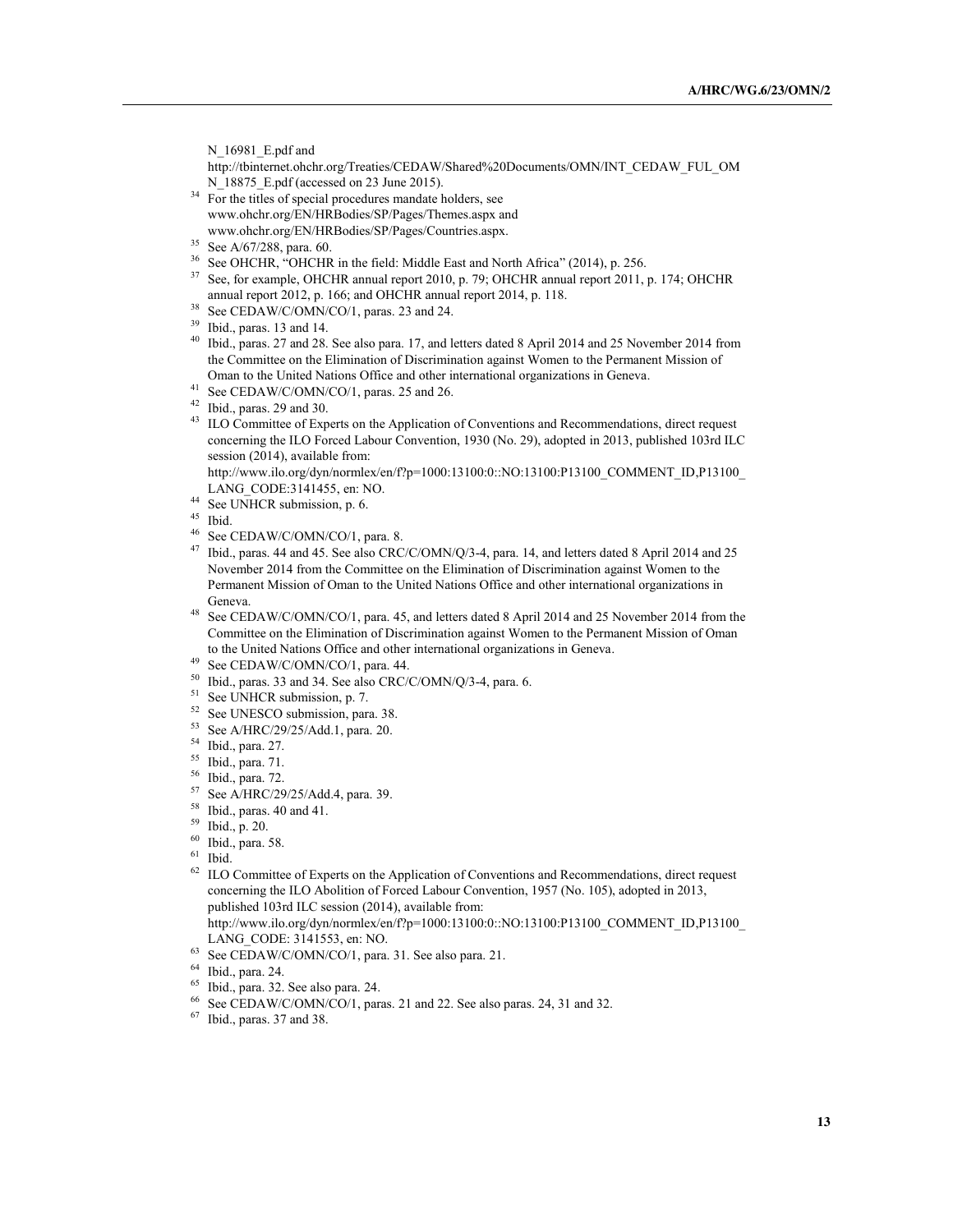N_16981_E.pdf and http://tbinternet.ohchr.org/Treaties/CEDAW/Shared%20Documents/OMN/INT_CEDAW_FUL_OMN_18875_E.pdf (accessed on 23 June 2015).

[34] For the titles of special procedures mandate holders, see www.ohchr.org/EN/HRBodies/SP/Pages/Themes.aspx and www.ohchr.org/EN/HRBodies/SP/Pages/Countries.aspx.

[35] See A/67/288, para. 60.

[36] See OHCHR, "OHCHR in the field: Middle East and North Africa" (2014), p. 256.

[37] See, for example, OHCHR annual report 2010, p. 79; OHCHR annual report 2011, p. 174; OHCHR annual report 2012, p. 166; and OHCHR annual report 2014, p. 118.

[38] See CEDAW/C/OMN/CO/1, paras. 23 and 24.

[39] Ibid., paras. 13 and 14.

[40] Ibid., paras. 27 and 28. See also para. 17, and letters dated 8 April 2014 and 25 November 2014 from the Committee on the Elimination of Discrimination against Women to the Permanent Mission of Oman to the United Nations Office and other international organizations in Geneva.

[41] See CEDAW/C/OMN/CO/1, paras. 25 and 26.

[42] Ibid., paras. 29 and 30.

[43] ILO Committee of Experts on the Application of Conventions and Recommendations, direct request concerning the ILO Forced Labour Convention, 1930 (No. 29), adopted in 2013, published 103rd ILC session (2014), available from: http://www.ilo.org/dyn/normlex/en/f?p=1000:13100:0::NO:13100:P13100_COMMENT_ID,P13100_LANG_CODE:3141455, en: NO.

[44] See UNHCR submission, p. 6.

[45] Ibid.

[46] See CEDAW/C/OMN/CO/1, para. 8.

[47] Ibid., paras. 44 and 45. See also CRC/C/OMN/Q/3-4, para. 14, and letters dated 8 April 2014 and 25 November 2014 from the Committee on the Elimination of Discrimination against Women to the Permanent Mission of Oman to the United Nations Office and other international organizations in Geneva.

[48] See CEDAW/C/OMN/CO/1, para. 45, and letters dated 8 April 2014 and 25 November 2014 from the Committee on the Elimination of Discrimination against Women to the Permanent Mission of Oman to the United Nations Office and other international organizations in Geneva.

[49] See CEDAW/C/OMN/CO/1, para. 44.

[50] Ibid., paras. 33 and 34. See also CRC/C/OMN/Q/3-4, para. 6.

[51] See UNHCR submission, p. 7.

[52] See UNESCO submission, para. 38.

[53] See A/HRC/29/25/Add.1, para. 20.

[54] Ibid., para. 27.

[55] Ibid., para. 71.

[56] Ibid., para. 72.

[57] See A/HRC/29/25/Add.4, para. 39.

[58] Ibid., paras. 40 and 41.

[59] Ibid., p. 20.

[60] Ibid., para. 58.

[61] Ibid.

[62] ILO Committee of Experts on the Application of Conventions and Recommendations, direct request concerning the ILO Abolition of Forced Labour Convention, 1957 (No. 105), adopted in 2013, published 103rd ILC session (2014), available from: http://www.ilo.org/dyn/normlex/en/f?p=1000:13100:0::NO:13100:P13100_COMMENT_ID,P13100_LANG_CODE: 3141553, en: NO.

[63] See CEDAW/C/OMN/CO/1, para. 31. See also para. 21.

[64] Ibid., para. 24.

[65] Ibid., para. 32. See also para. 24.

[66] See CEDAW/C/OMN/CO/1, paras. 21 and 22. See also paras. 24, 31 and 32.

[67] Ibid., paras. 37 and 38.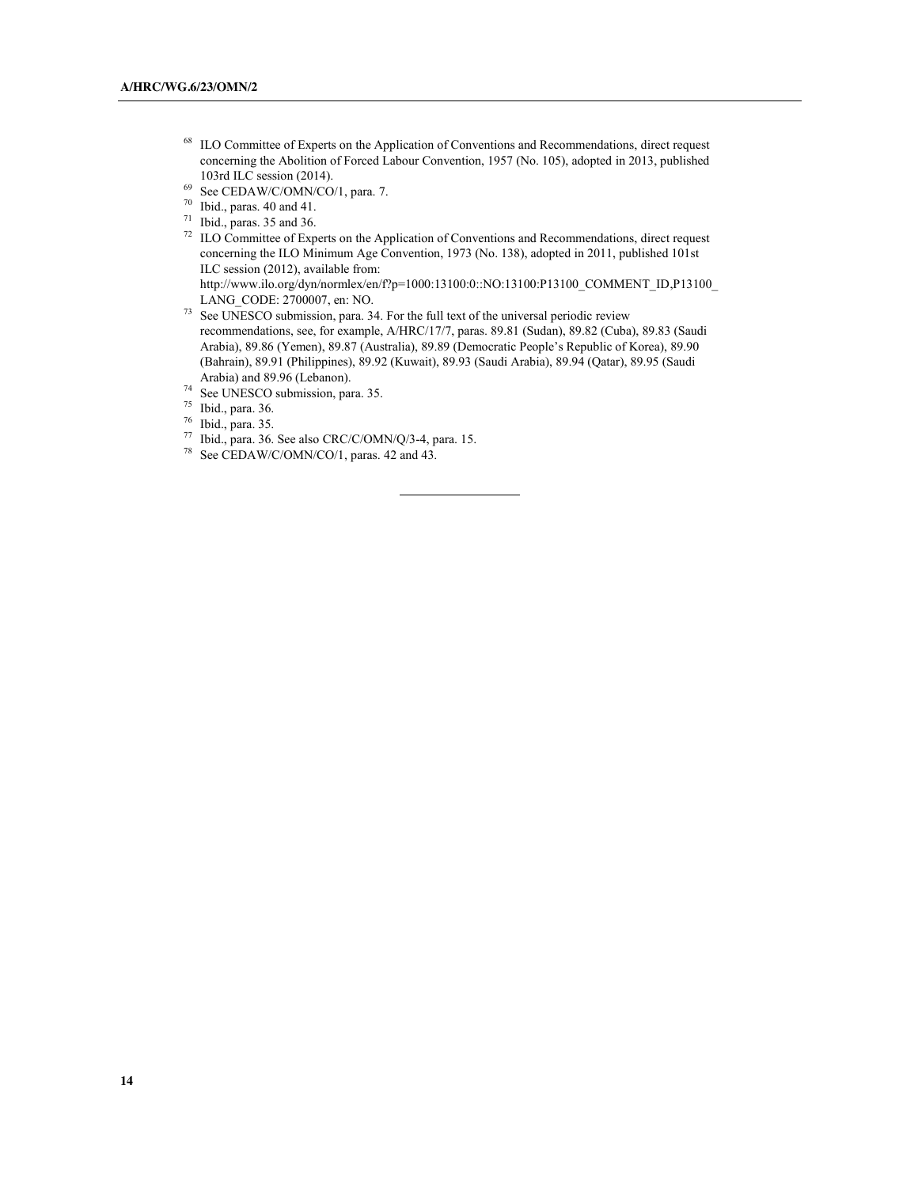[68] ILO Committee of Experts on the Application of Conventions and Recommendations, direct request concerning the Abolition of Forced Labour Convention, 1957 (No. 105), adopted in 2013, published 103rd ILC session (2014).

[69] See CEDAW/C/OMN/CO/1, para. 7.

[70] Ibid., paras. 40 and 41.

[71] Ibid., paras. 35 and 36.

[72] ILO Committee of Experts on the Application of Conventions and Recommendations, direct request concerning the ILO Minimum Age Convention, 1973 (No. 138), adopted in 2011, published 101st ILC session (2012), available from: http://www.ilo.org/dyn/normlex/en/f?p=1000:13100:0::NO:13100:P13100_COMMENT_ID,P13100_LANG_CODE: 2700007, en: NO.

[73] See UNESCO submission, para. 34. For the full text of the universal periodic review recommendations, see, for example, A/HRC/17/7, paras. 89.81 (Sudan), 89.82 (Cuba), 89.83 (Saudi Arabia), 89.86 (Yemen), 89.87 (Australia), 89.89 (Democratic People's Republic of Korea), 89.90 (Bahrain), 89.91 (Philippines), 89.92 (Kuwait), 89.93 (Saudi Arabia), 89.94 (Qatar), 89.95 (Saudi Arabia) and 89.96 (Lebanon).

[74] See UNESCO submission, para. 35.

[75] Ibid., para. 36.

[76] Ibid., para. 35.

[77] Ibid., para. 36. See also CRC/C/OMN/Q/3-4, para. 15.

[78] See CEDAW/C/OMN/CO/1, paras. 42 and 43.